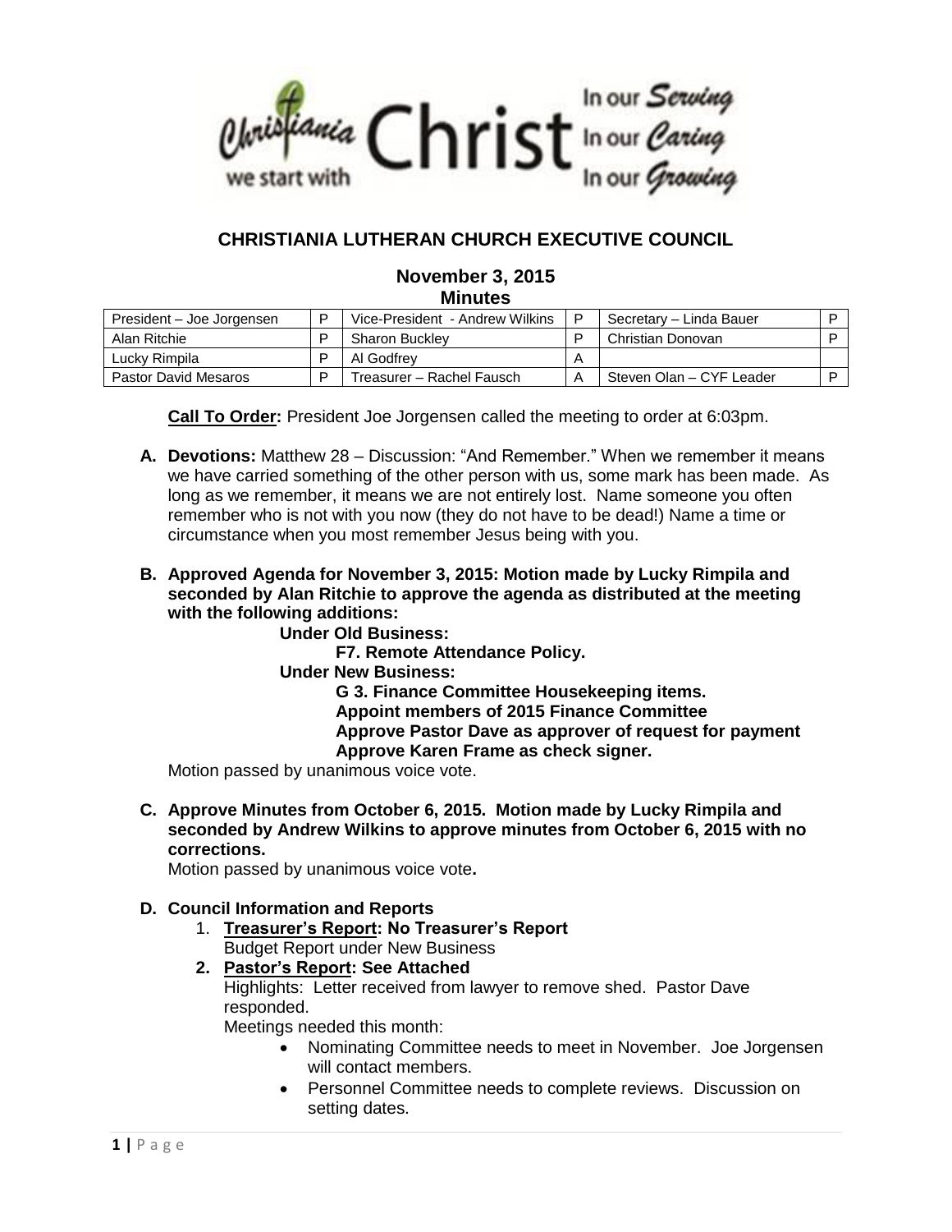# CHRISTIANIA LUTHERAN CHURCH EXECUTIVE COUNCIL

## November 3, 2015
## Minutes

| President – Joe Jorgensen | P | Vice-President - Andrew Wilkins | P | Secretary – Linda Bauer | P |
|---|---|---|---|---|---|
| Alan Ritchie | P | Sharon Buckley | P | Christian Donovan | P |
| Lucky Rimpila | P | Al Godfrey | A | | |
| Pastor David Mesaros | P | Treasurer – Rachel Fausch | A | Steven Olan – CYF Leader | P |

**Call To Order:** President Joe Jorgensen called the meeting to order at 6:03pm.

**A. Devotions:** Matthew 28 – Discussion: "And Remember." When we remember it means we have carried something of the other person with us, some mark has been made. As long as we remember, it means we are not entirely lost. Name someone you often remember who is not with you now (they do not have to be dead!) Name a time or circumstance when you most remember Jesus being with you.

**B. Approved Agenda for November 3, 2015: Motion made by Lucky Rimpila and seconded by Alan Ritchie to approve the agenda as distributed at the meeting with the following additions:**

**Under Old Business:**

**F7. Remote Attendance Policy.**

**Under New Business:**

**G 3. Finance Committee Housekeeping items.**
**Appoint members of 2015 Finance Committee**
**Approve Pastor Dave as approver of request for payment**
**Approve Karen Frame as check signer.**

Motion passed by unanimous voice vote.

**C. Approve Minutes from October 6, 2015. Motion made by Lucky Rimpila and seconded by Andrew Wilkins to approve minutes from October 6, 2015 with no corrections.**

Motion passed by unanimous voice vote**.**

**D. Council Information and Reports**

1. **Treasurer's Report: No Treasurer's Report**
   Budget Report under New Business
2. **Pastor's Report: See Attached**
   Highlights: Letter received from lawyer to remove shed. Pastor Dave responded.
   Meetings needed this month:
   - Nominating Committee needs to meet in November. Joe Jorgensen will contact members.
   - Personnel Committee needs to complete reviews. Discussion on setting dates.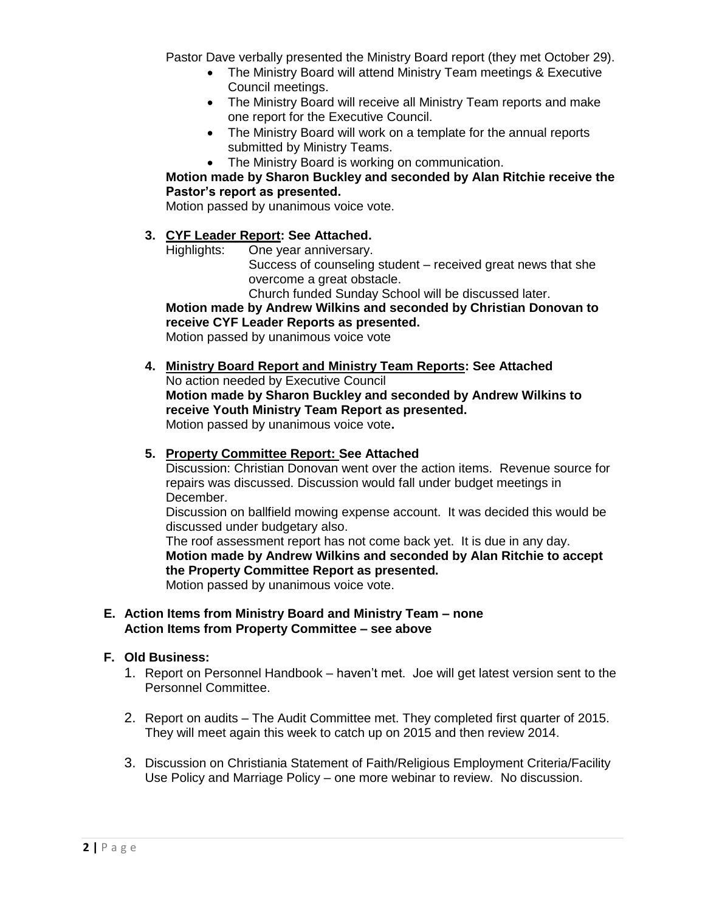Pastor Dave verbally presented the Ministry Board report (they met October 29).

- The Ministry Board will attend Ministry Team meetings & Executive Council meetings.
- The Ministry Board will receive all Ministry Team reports and make one report for the Executive Council.
- The Ministry Board will work on a template for the annual reports submitted by Ministry Teams.
- The Ministry Board is working on communication.

**Motion made by Sharon Buckley and seconded by Alan Ritchie receive the Pastor's report as presented.**
Motion passed by unanimous voice vote.

3. **CYF Leader Report: See Attached.**
   Highlights: One year anniversary.
   Success of counseling student – received great news that she overcome a great obstacle.
   Church funded Sunday School will be discussed later.
   **Motion made by Andrew Wilkins and seconded by Christian Donovan to receive CYF Leader Reports as presented.**
   Motion passed by unanimous voice vote

4. **Ministry Board Report and Ministry Team Reports: See Attached**
   No action needed by Executive Council
   **Motion made by Sharon Buckley and seconded by Andrew Wilkins to receive Youth Ministry Team Report as presented.**
   Motion passed by unanimous voice vote**.**

5. **Property Committee Report: See Attached**
   Discussion: Christian Donovan went over the action items. Revenue source for repairs was discussed. Discussion would fall under budget meetings in December.
   Discussion on ballfield mowing expense account. It was decided this would be discussed under budgetary also.
   The roof assessment report has not come back yet. It is due in any day.
   **Motion made by Andrew Wilkins and seconded by Alan Ritchie to accept the Property Committee Report as presented.**
   Motion passed by unanimous voice vote.

**E. Action Items from Ministry Board and Ministry Team – none**
**Action Items from Property Committee – see above**

**F. Old Business:**

1. Report on Personnel Handbook – haven't met. Joe will get latest version sent to the Personnel Committee.

2. Report on audits – The Audit Committee met. They completed first quarter of 2015. They will meet again this week to catch up on 2015 and then review 2014.

3. Discussion on Christiania Statement of Faith/Religious Employment Criteria/Facility Use Policy and Marriage Policy – one more webinar to review. No discussion.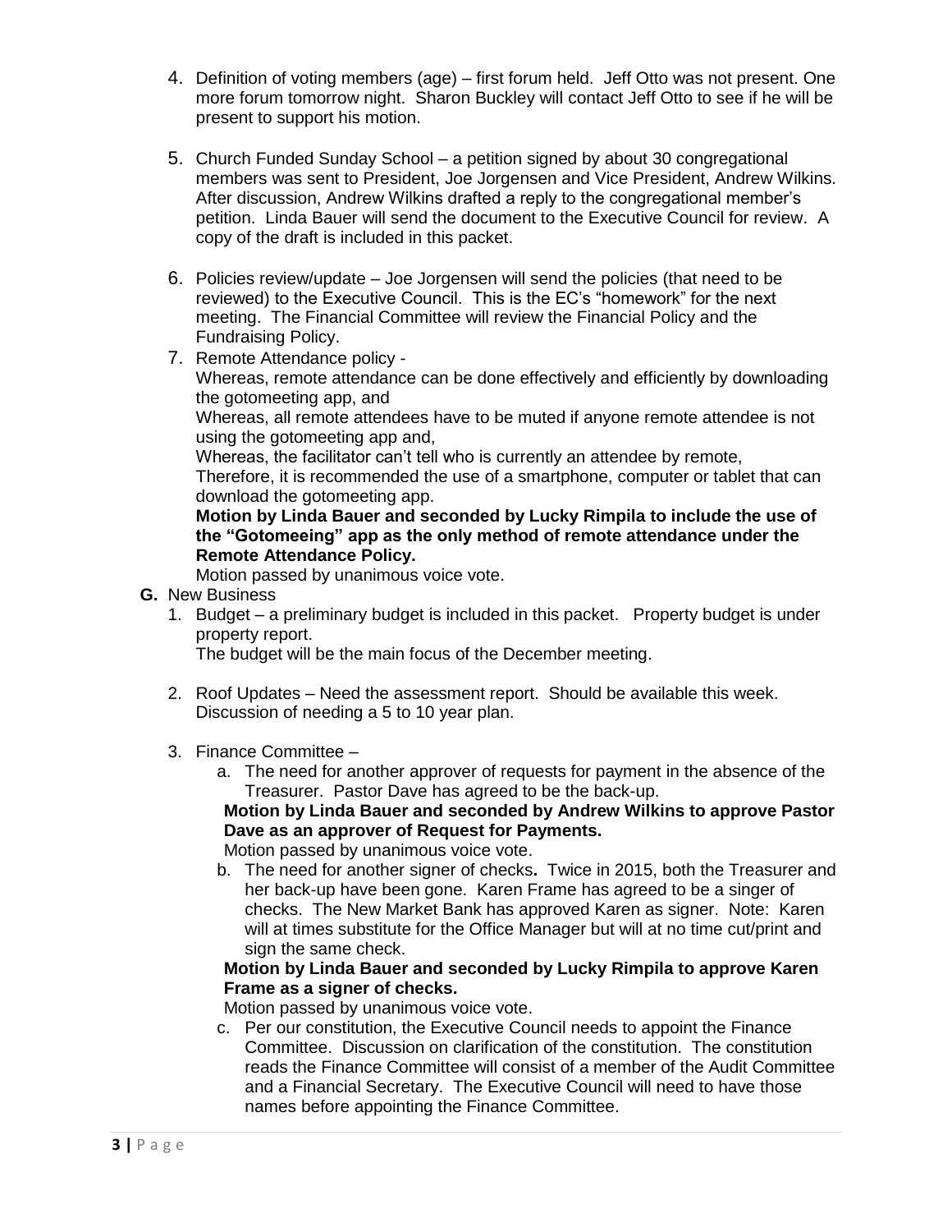4. Definition of voting members (age) – first forum held. Jeff Otto was not present. One more forum tomorrow night. Sharon Buckley will contact Jeff Otto to see if he will be present to support his motion.

5. Church Funded Sunday School – a petition signed by about 30 congregational members was sent to President, Joe Jorgensen and Vice President, Andrew Wilkins. After discussion, Andrew Wilkins drafted a reply to the congregational member's petition. Linda Bauer will send the document to the Executive Council for review. A copy of the draft is included in this packet.

6. Policies review/update – Joe Jorgensen will send the policies (that need to be reviewed) to the Executive Council. This is the EC's "homework" for the next meeting. The Financial Committee will review the Financial Policy and the Fundraising Policy.

7. Remote Attendance policy -
   Whereas, remote attendance can be done effectively and efficiently by downloading the gotomeeting app, and
   Whereas, all remote attendees have to be muted if anyone remote attendee is not using the gotomeeting app and,
   Whereas, the facilitator can't tell who is currently an attendee by remote,
   Therefore, it is recommended the use of a smartphone, computer or tablet that can download the gotomeeting app.
   **Motion by Linda Bauer and seconded by Lucky Rimpila to include the use of the "Gotomeeing" app as the only method of remote attendance under the Remote Attendance Policy.**
   Motion passed by unanimous voice vote.

**G.** New Business

1. Budget – a preliminary budget is included in this packet. Property budget is under property report.
   The budget will be the main focus of the December meeting.

2. Roof Updates – Need the assessment report. Should be available this week. Discussion of needing a 5 to 10 year plan.

3. Finance Committee –
   a. The need for another approver of requests for payment in the absence of the Treasurer. Pastor Dave has agreed to be the back-up.
   **Motion by Linda Bauer and seconded by Andrew Wilkins to approve Pastor Dave as an approver of Request for Payments.**
   Motion passed by unanimous voice vote.
   b. The need for another signer of checks**.** Twice in 2015, both the Treasurer and her back-up have been gone. Karen Frame has agreed to be a singer of checks. The New Market Bank has approved Karen as signer. Note: Karen will at times substitute for the Office Manager but will at no time cut/print and sign the same check.
   **Motion by Linda Bauer and seconded by Lucky Rimpila to approve Karen Frame as a signer of checks.**
   Motion passed by unanimous voice vote.
   c. Per our constitution, the Executive Council needs to appoint the Finance Committee. Discussion on clarification of the constitution. The constitution reads the Finance Committee will consist of a member of the Audit Committee and a Financial Secretary. The Executive Council will need to have those names before appointing the Finance Committee.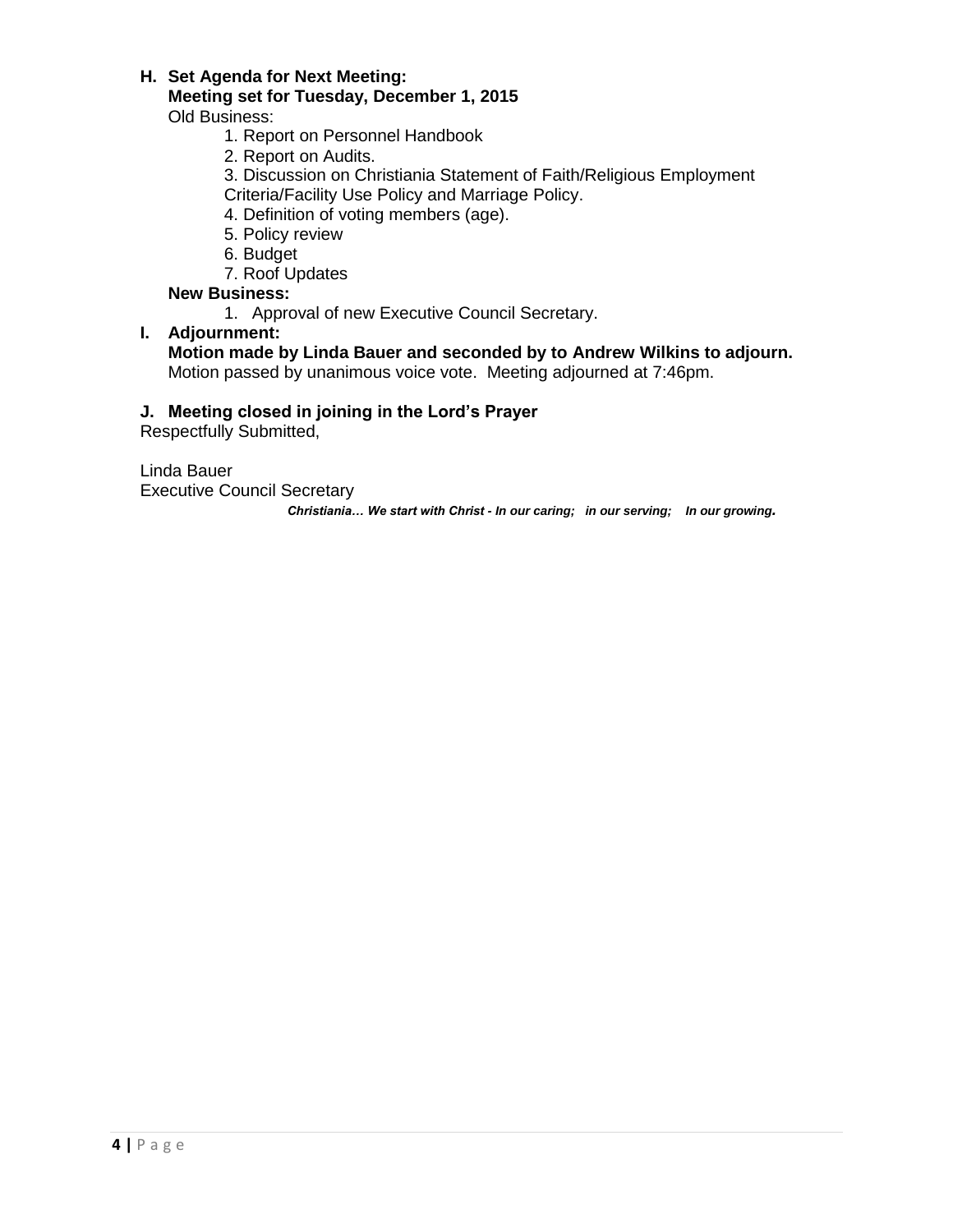**H. Set Agenda for Next Meeting:**

**Meeting set for Tuesday, December 1, 2015**

Old Business:

1. Report on Personnel Handbook
2. Report on Audits.
3. Discussion on Christiania Statement of Faith/Religious Employment Criteria/Facility Use Policy and Marriage Policy.
4. Definition of voting members (age).
5. Policy review
6. Budget
7. Roof Updates

**New Business:**

1. Approval of new Executive Council Secretary.

**I. Adjournment:**

**Motion made by Linda Bauer and seconded by to Andrew Wilkins to adjourn.**
Motion passed by unanimous voice vote. Meeting adjourned at 7:46pm.

**J. Meeting closed in joining in the Lord's Prayer**

Respectfully Submitted,

Linda Bauer
Executive Council Secretary

***Christiania… We start with Christ - In our caring; in our serving; In our growing.***